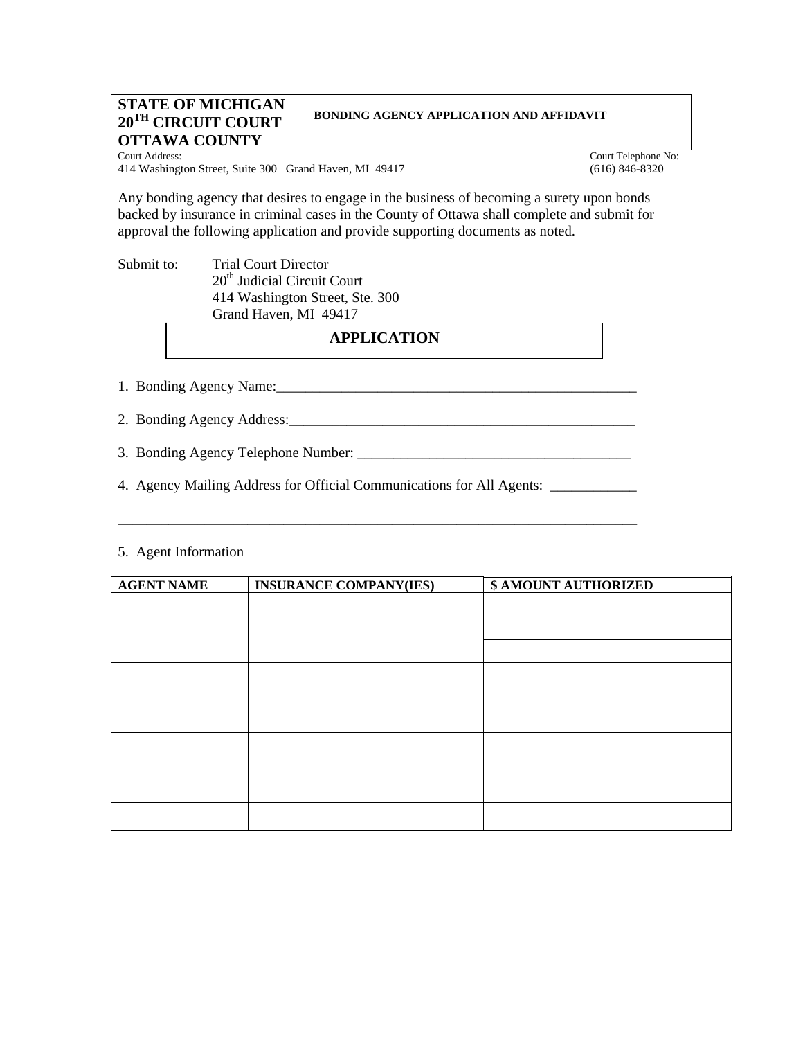| STATE OF MICHIGAN 20TH CIRCUIT COURT OTTAWA COUNTY | BONDING AGENCY APPLICATION AND AFFIDAVIT |
|---|---|

Court Address: 414 Washington Street, Suite 300 Grand Haven, MI 49417

Court Telephone No: (616) 846-8320

Any bonding agency that desires to engage in the business of becoming a surety upon bonds backed by insurance in criminal cases in the County of Ottawa shall complete and submit for approval the following application and provide supporting documents as noted.

Submit to: Trial Court Director
20th Judicial Circuit Court
414 Washington Street, Ste. 300
Grand Haven, MI 49417

## APPLICATION

1. Bonding Agency Name:_____________________________________________________

2. Bonding Agency Address:__________________________________________________

3. Bonding Agency Telephone Number: ________________________________________

4. Agency Mailing Address for Official Communications for All Agents: ____________

_____________________________________________________________________________

5. Agent Information

| AGENT NAME | INSURANCE COMPANY(IES) | $ AMOUNT AUTHORIZED |
|---|---|---|
| | | |
| | | |
| | | |
| | | |
| | | |
| | | |
| | | |
| | | |
| | | |
| | | |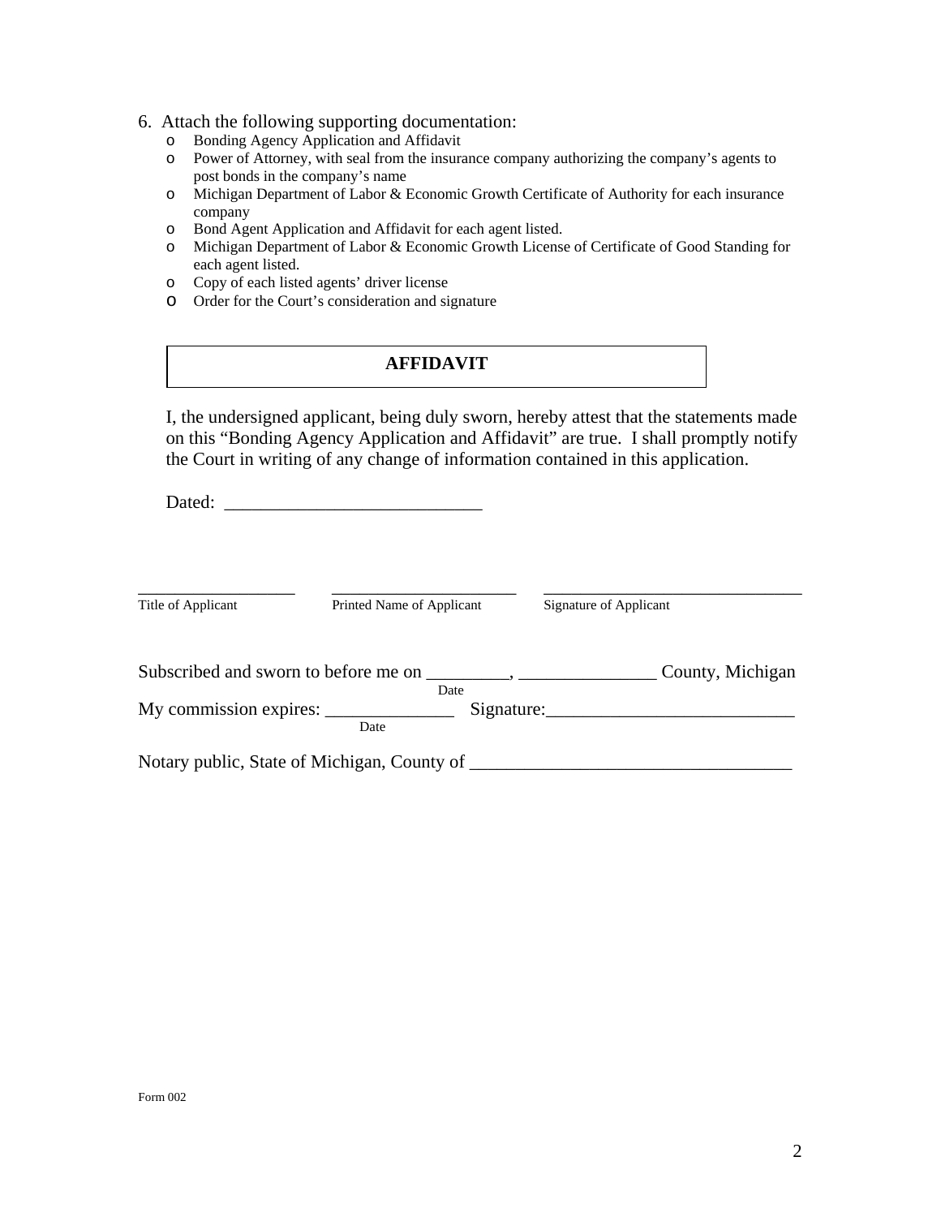6. Attach the following supporting documentation:
   - Bonding Agency Application and Affidavit
   - Power of Attorney, with seal from the insurance company authorizing the company's agents to post bonds in the company's name
   - Michigan Department of Labor & Economic Growth Certificate of Authority for each insurance company
   - Bond Agent Application and Affidavit for each agent listed.
   - Michigan Department of Labor & Economic Growth License of Certificate of Good Standing for each agent listed.
   - Copy of each listed agents' driver license
   - Order for the Court's consideration and signature

## AFFIDAVIT

I, the undersigned applicant, being duly sworn, hereby attest that the statements made on this "Bonding Agency Application and Affidavit" are true. I shall promptly notify the Court in writing of any change of information contained in this application.

Dated: ___________________________

| ______________________ | __________________________ | ____________________________________ |
|---|---|---|
| Title of Applicant | Printed Name of Applicant | Signature of Applicant |

Subscribed and sworn to before me on _________, _______________ County, Michigan
Date

My commission expires: ______________ Signature:___________________________
Date

Notary public, State of Michigan, County of __________________________________

Form 002